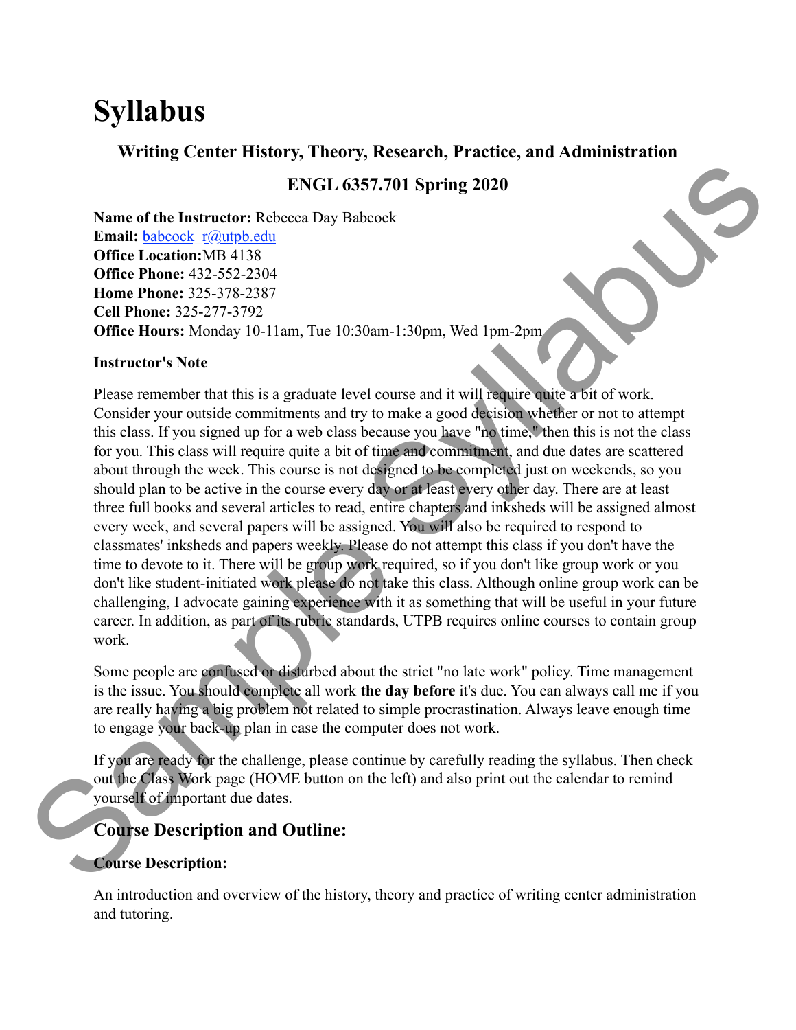# Syllabus

### Writing Center History, Theory, Research, Practice, and Administration

### ENGL 6357.701 Spring 2020

**Name of the Instructor:** Rebecca Day Babcock
**Email:** babcock_r@utpb.edu
**Office Location:** MB 4138
**Office Phone:** 432-552-2304
**Home Phone:** 325-378-2387
**Cell Phone:** 325-277-3792
**Office Hours:** Monday 10-11am, Tue 10:30am-1:30pm, Wed 1pm-2pm

**Instructor's Note**

Please remember that this is a graduate level course and it will require quite a bit of work. Consider your outside commitments and try to make a good decision whether or not to attempt this class. If you signed up for a web class because you have "no time," then this is not the class for you. This class will require quite a bit of time and commitment, and due dates are scattered about through the week. This course is not designed to be completed just on weekends, so you should plan to be active in the course every day or at least every other day. There are at least three full books and several articles to read, entire chapters and inksheds will be assigned almost every week, and several papers will be assigned. You will also be required to respond to classmates' inksheds and papers weekly. Please do not attempt this class if you don't have the time to devote to it. There will be group work required, so if you don't like group work or you don't like student-initiated work please do not take this class. Although online group work can be challenging, I advocate gaining experience with it as something that will be useful in your future career. In addition, as part of its rubric standards, UTPB requires online courses to contain group work.

Some people are confused or disturbed about the strict "no late work" policy. Time management is the issue. You should complete all work **the day before** it's due. You can always call me if you are really having a big problem not related to simple procrastination. Always leave enough time to engage your back-up plan in case the computer does not work.

If you are ready for the challenge, please continue by carefully reading the syllabus. Then check out the Class Work page (HOME button on the left) and also print out the calendar to remind yourself of important due dates.

## Course Description and Outline:

**Course Description:**

An introduction and overview of the history, theory and practice of writing center administration and tutoring.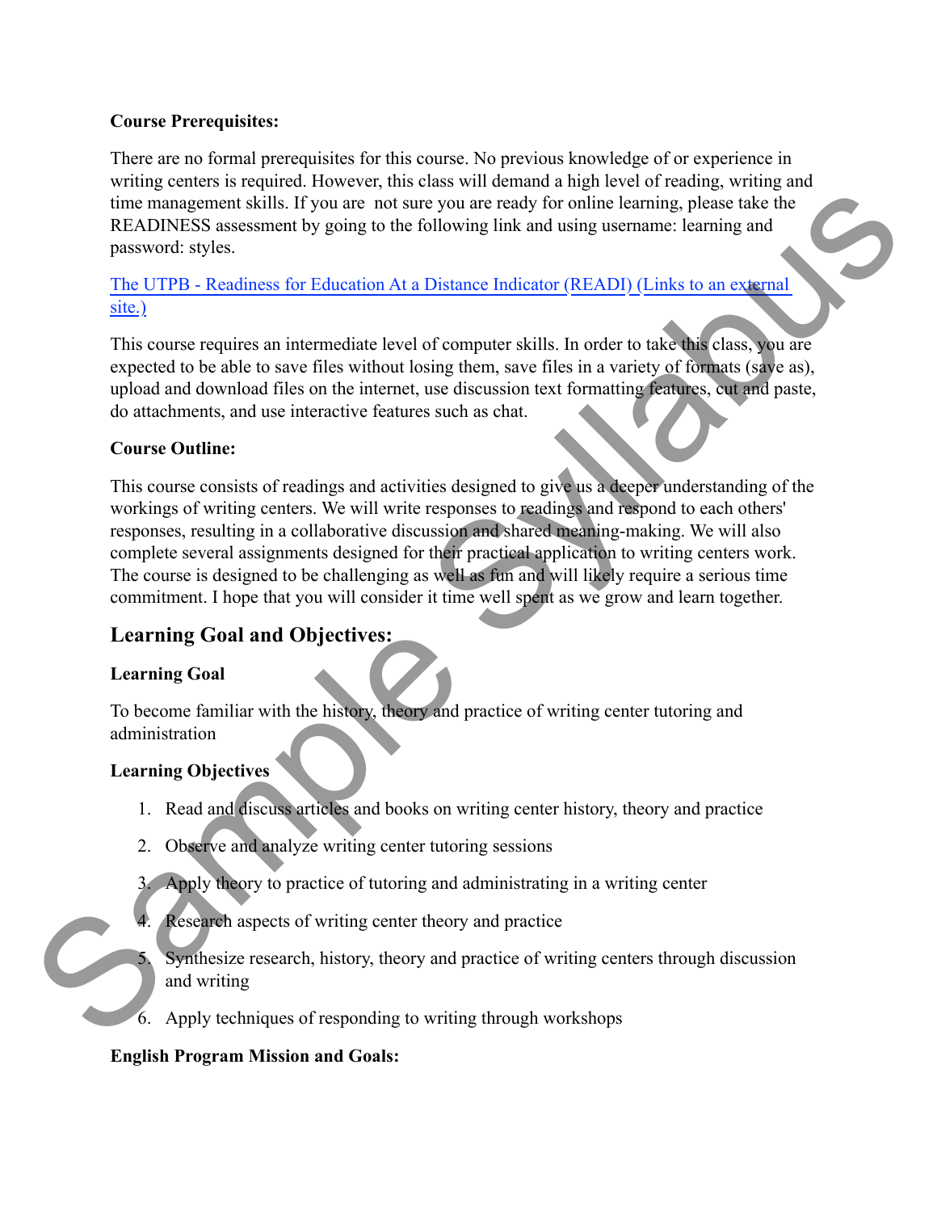**Course Prerequisites:**

There are no formal prerequisites for this course. No previous knowledge of or experience in writing centers is required. However, this class will demand a high level of reading, writing and time management skills. If you are not sure you are ready for online learning, please take the READINESS assessment by going to the following link and using username: learning and password: styles.

[The UTPB - Readiness for Education At a Distance Indicator (READI) (Links to an external site.)]

This course requires an intermediate level of computer skills. In order to take this class, you are expected to be able to save files without losing them, save files in a variety of formats (save as), upload and download files on the internet, use discussion text formatting features, cut and paste, do attachments, and use interactive features such as chat.

**Course Outline:**

This course consists of readings and activities designed to give us a deeper understanding of the workings of writing centers. We will write responses to readings and respond to each others' responses, resulting in a collaborative discussion and shared meaning-making. We will also complete several assignments designed for their practical application to writing centers work. The course is designed to be challenging as well as fun and will likely require a serious time commitment. I hope that you will consider it time well spent as we grow and learn together.

## Learning Goal and Objectives:

**Learning Goal**

To become familiar with the history, theory and practice of writing center tutoring and administration

**Learning Objectives**

1. Read and discuss articles and books on writing center history, theory and practice
2. Observe and analyze writing center tutoring sessions
3. Apply theory to practice of tutoring and administrating in a writing center
4. Research aspects of writing center theory and practice
5. Synthesize research, history, theory and practice of writing centers through discussion and writing
6. Apply techniques of responding to writing through workshops

**English Program Mission and Goals:**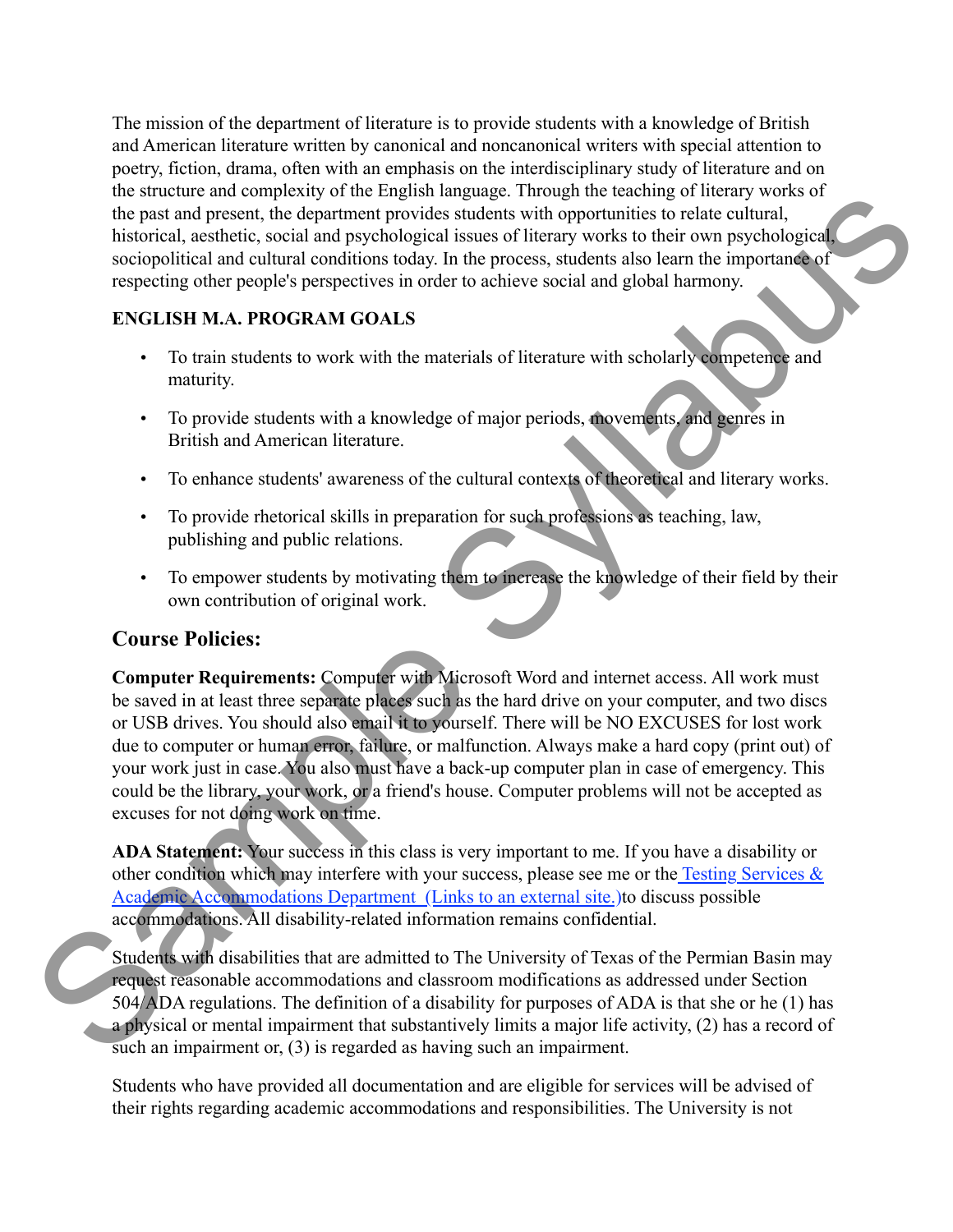The mission of the department of literature is to provide students with a knowledge of British and American literature written by canonical and noncanonical writers with special attention to poetry, fiction, drama, often with an emphasis on the interdisciplinary study of literature and on the structure and complexity of the English language. Through the teaching of literary works of the past and present, the department provides students with opportunities to relate cultural, historical, aesthetic, social and psychological issues of literary works to their own psychological, sociopolitical and cultural conditions today. In the process, students also learn the importance of respecting other people's perspectives in order to achieve social and global harmony.

**ENGLISH M.A. PROGRAM GOALS**

- To train students to work with the materials of literature with scholarly competence and maturity.
- To provide students with a knowledge of major periods, movements, and genres in British and American literature.
- To enhance students' awareness of the cultural contexts of theoretical and literary works.
- To provide rhetorical skills in preparation for such professions as teaching, law, publishing and public relations.
- To empower students by motivating them to increase the knowledge of their field by their own contribution of original work.

## Course Policies:

**Computer Requirements:** Computer with Microsoft Word and internet access. All work must be saved in at least three separate places such as the hard drive on your computer, and two discs or USB drives. You should also email it to yourself. There will be NO EXCUSES for lost work due to computer or human error, failure, or malfunction. Always make a hard copy (print out) of your work just in case. You also must have a back-up computer plan in case of emergency. This could be the library, your work, or a friend's house. Computer problems will not be accepted as excuses for not doing work on time.

**ADA Statement:** Your success in this class is very important to me. If you have a disability or other condition which may interfere with your success, please see me or the Testing Services & Academic Accommodations Department (Links to an external site.)to discuss possible accommodations. All disability-related information remains confidential.

Students with disabilities that are admitted to The University of Texas of the Permian Basin may request reasonable accommodations and classroom modifications as addressed under Section 504/ADA regulations. The definition of a disability for purposes of ADA is that she or he (1) has a physical or mental impairment that substantively limits a major life activity, (2) has a record of such an impairment or, (3) is regarded as having such an impairment.

Students who have provided all documentation and are eligible for services will be advised of their rights regarding academic accommodations and responsibilities. The University is not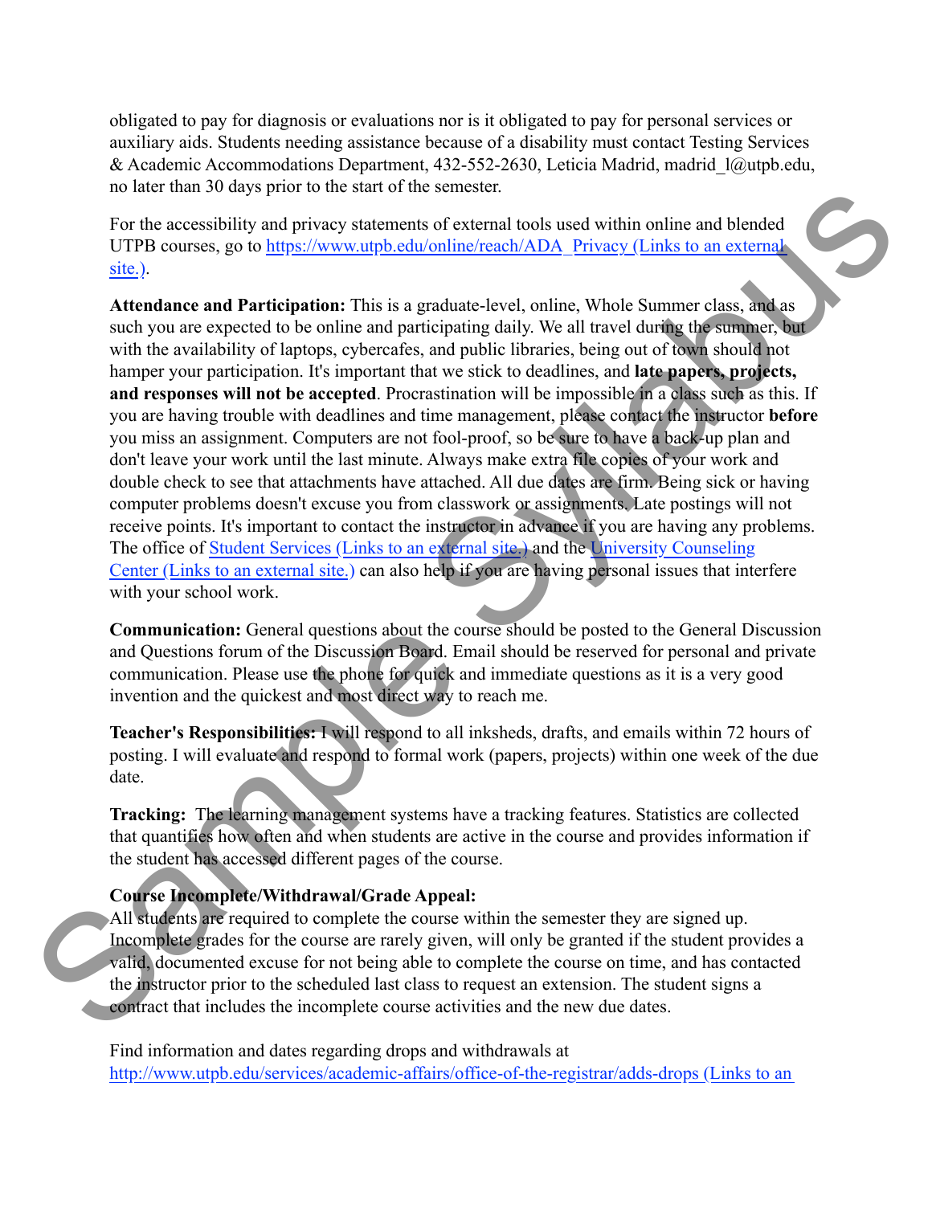obligated to pay for diagnosis or evaluations nor is it obligated to pay for personal services or auxiliary aids. Students needing assistance because of a disability must contact Testing Services & Academic Accommodations Department, 432-552-2630, Leticia Madrid, madrid_l@utpb.edu, no later than 30 days prior to the start of the semester.

For the accessibility and privacy statements of external tools used within online and blended UTPB courses, go to https://www.utpb.edu/online/reach/ADA_Privacy (Links to an external site.).

**Attendance and Participation:** This is a graduate-level, online, Whole Summer class, and as such you are expected to be online and participating daily. We all travel during the summer, but with the availability of laptops, cybercafes, and public libraries, being out of town should not hamper your participation. It's important that we stick to deadlines, and **late papers, projects, and responses will not be accepted**. Procrastination will be impossible in a class such as this. If you are having trouble with deadlines and time management, please contact the instructor **before** you miss an assignment. Computers are not fool-proof, so be sure to have a back-up plan and don't leave your work until the last minute. Always make extra file copies of your work and double check to see that attachments have attached. All due dates are firm. Being sick or having computer problems doesn't excuse you from classwork or assignments. Late postings will not receive points. It's important to contact the instructor in advance if you are having any problems. The office of Student Services (Links to an external site.) and the University Counseling Center (Links to an external site.) can also help if you are having personal issues that interfere with your school work.

**Communication:** General questions about the course should be posted to the General Discussion and Questions forum of the Discussion Board. Email should be reserved for personal and private communication. Please use the phone for quick and immediate questions as it is a very good invention and the quickest and most direct way to reach me.

**Teacher's Responsibilities:** I will respond to all inksheds, drafts, and emails within 72 hours of posting. I will evaluate and respond to formal work (papers, projects) within one week of the due date.

**Tracking:** The learning management systems have a tracking features. Statistics are collected that quantifies how often and when students are active in the course and provides information if the student has accessed different pages of the course.

**Course Incomplete/Withdrawal/Grade Appeal:**
All students are required to complete the course within the semester they are signed up. Incomplete grades for the course are rarely given, will only be granted if the student provides a valid, documented excuse for not being able to complete the course on time, and has contacted the instructor prior to the scheduled last class to request an extension. The student signs a contract that includes the incomplete course activities and the new due dates.

Find information and dates regarding drops and withdrawals at http://www.utpb.edu/services/academic-affairs/office-of-the-registrar/adds-drops (Links to an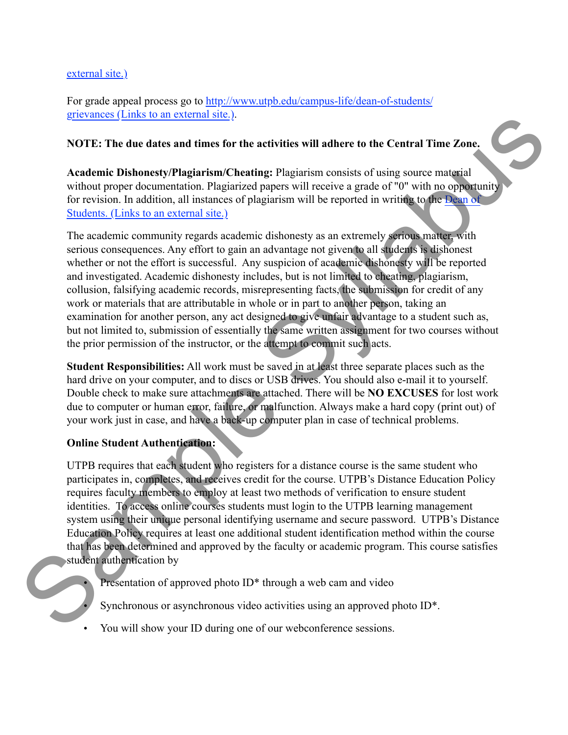[external site.)](#)

For grade appeal process go to [http://www.utpb.edu/campus-life/dean-of-students/grievances (Links to an external site.)](http://www.utpb.edu/campus-life/dean-of-students/grievances).

**NOTE: The due dates and times for the activities will adhere to the Central Time Zone.**

**Academic Dishonesty/Plagiarism/Cheating:** Plagiarism consists of using source material without proper documentation. Plagiarized papers will receive a grade of "0" with no opportunity for revision. In addition, all instances of plagiarism will be reported in writing to the [Dean of Students. (Links to an external site.)](#)

The academic community regards academic dishonesty as an extremely serious matter, with serious consequences. Any effort to gain an advantage not given to all students is dishonest whether or not the effort is successful. Any suspicion of academic dishonesty will be reported and investigated. Academic dishonesty includes, but is not limited to cheating, plagiarism, collusion, falsifying academic records, misrepresenting facts, the submission for credit of any work or materials that are attributable in whole or in part to another person, taking an examination for another person, any act designed to give unfair advantage to a student such as, but not limited to, submission of essentially the same written assignment for two courses without the prior permission of the instructor, or the attempt to commit such acts.

**Student Responsibilities:** All work must be saved in at least three separate places such as the hard drive on your computer, and to discs or USB drives. You should also e-mail it to yourself. Double check to make sure attachments are attached. There will be **NO EXCUSES** for lost work due to computer or human error, failure, or malfunction. Always make a hard copy (print out) of your work just in case, and have a back-up computer plan in case of technical problems.

**Online Student Authentication:**

UTPB requires that each student who registers for a distance course is the same student who participates in, completes, and receives credit for the course. UTPB's Distance Education Policy requires faculty members to employ at least two methods of verification to ensure student identities. To access online courses students must login to the UTPB learning management system using their unique personal identifying username and secure password. UTPB's Distance Education Policy requires at least one additional student identification method within the course that has been determined and approved by the faculty or academic program. This course satisfies student authentication by

- Presentation of approved photo ID* through a web cam and video
- Synchronous or asynchronous video activities using an approved photo ID*.
- You will show your ID during one of our webconference sessions.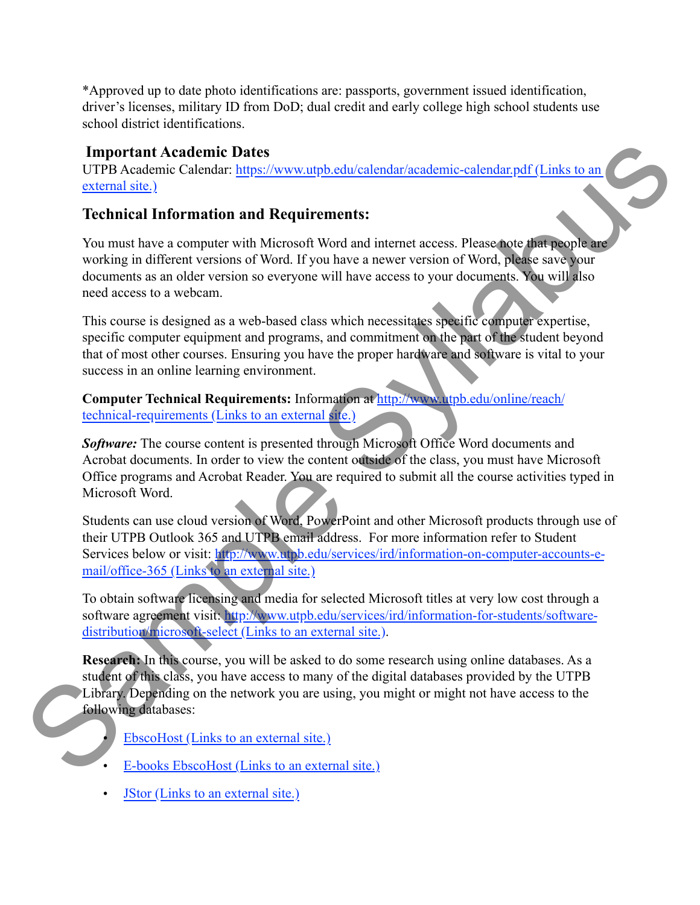*Approved up to date photo identifications are: passports, government issued identification, driver's licenses, military ID from DoD; dual credit and early college high school students use school district identifications.

## Important Academic Dates

UTPB Academic Calendar: [https://www.utpb.edu/calendar/academic-calendar.pdf (Links to an external site.)](https://www.utpb.edu/calendar/academic-calendar.pdf)

## Technical Information and Requirements:

You must have a computer with Microsoft Word and internet access. Please note that people are working in different versions of Word. If you have a newer version of Word, please save your documents as an older version so everyone will have access to your documents. You will also need access to a webcam.

This course is designed as a web-based class which necessitates specific computer expertise, specific computer equipment and programs, and commitment on the part of the student beyond that of most other courses. Ensuring you have the proper hardware and software is vital to your success in an online learning environment.

**Computer Technical Requirements:** Information at [http://www.utpb.edu/online/reach/technical-requirements (Links to an external site.)](http://www.utpb.edu/online/reach/technical-requirements)

***Software:*** The course content is presented through Microsoft Office Word documents and Acrobat documents. In order to view the content outside of the class, you must have Microsoft Office programs and Acrobat Reader. You are required to submit all the course activities typed in Microsoft Word.

Students can use cloud version of Word, PowerPoint and other Microsoft products through use of their UTPB Outlook 365 and UTPB email address. For more information refer to Student Services below or visit: [http://www.utpb.edu/services/ird/information-on-computer-accounts-e-mail/office-365 (Links to an external site.)](http://www.utpb.edu/services/ird/information-on-computer-accounts-e-mail/office-365)

To obtain software licensing and media for selected Microsoft titles at very low cost through a software agreement visit: [http://www.utpb.edu/services/ird/information-for-students/software-distribution/microsoft-select (Links to an external site.)](http://www.utpb.edu/services/ird/information-for-students/software-distribution/microsoft-select).

**Research:** In this course, you will be asked to do some research using online databases. As a student of this class, you have access to many of the digital databases provided by the UTPB Library. Depending on the network you are using, you might or might not have access to the following databases:

- EbscoHost (Links to an external site.)
- E-books EbscoHost (Links to an external site.)
- JStor (Links to an external site.)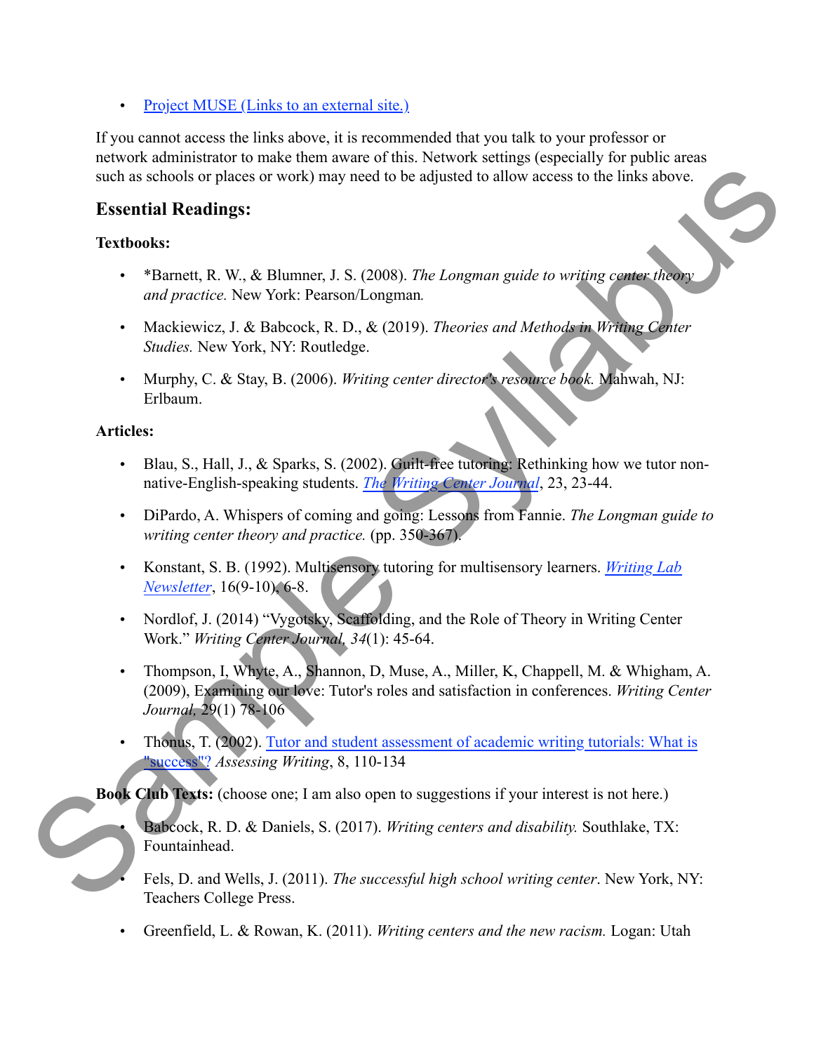- [Project MUSE (Links to an external site.)]

If you cannot access the links above, it is recommended that you talk to your professor or network administrator to make them aware of this. Network settings (especially for public areas such as schools or places or work) may need to be adjusted to allow access to the links above.

## Essential Readings:

**Textbooks:**

- *Barnett, R. W., & Blumner, J. S. (2008). *The Longman guide to writing center theory and practice.* New York: Pearson/Longman.
- Mackiewicz, J. & Babcock, R. D., & (2019). *Theories and Methods in Writing Center Studies.* New York, NY: Routledge.
- Murphy, C. & Stay, B. (2006). *Writing center director's resource book.* Mahwah, NJ: Erlbaum.

**Articles:**

- Blau, S., Hall, J., & Sparks, S. (2002). Guilt-free tutoring: Rethinking how we tutor non-native-English-speaking students. *The Writing Center Journal*, 23, 23-44.
- DiPardo, A. Whispers of coming and going: Lessons from Fannie. *The Longman guide to writing center theory and practice.* (pp. 350-367).
- Konstant, S. B. (1992). Multisensory tutoring for multisensory learners. *Writing Lab Newsletter*, 16(9-10), 6-8.
- Nordlof, J. (2014) "Vygotsky, Scaffolding, and the Role of Theory in Writing Center Work." *Writing Center Journal, 34*(1): 45-64.
- Thompson, I, Whyte, A., Shannon, D, Muse, A., Miller, K, Chappell, M. & Whigham, A. (2009), Examining our love: Tutor's roles and satisfaction in conferences. *Writing Center Journal,* 29(1) 78-106
- Thonus, T. (2002). Tutor and student assessment of academic writing tutorials: What is "success"? *Assessing Writing*, 8, 110-134

**Book Club Texts:** (choose one; I am also open to suggestions if your interest is not here.)

- Babcock, R. D. & Daniels, S. (2017). *Writing centers and disability.* Southlake, TX: Fountainhead.
- Fels, D. and Wells, J. (2011). *The successful high school writing center*. New York, NY: Teachers College Press.
- Greenfield, L. & Rowan, K. (2011). *Writing centers and the new racism.* Logan: Utah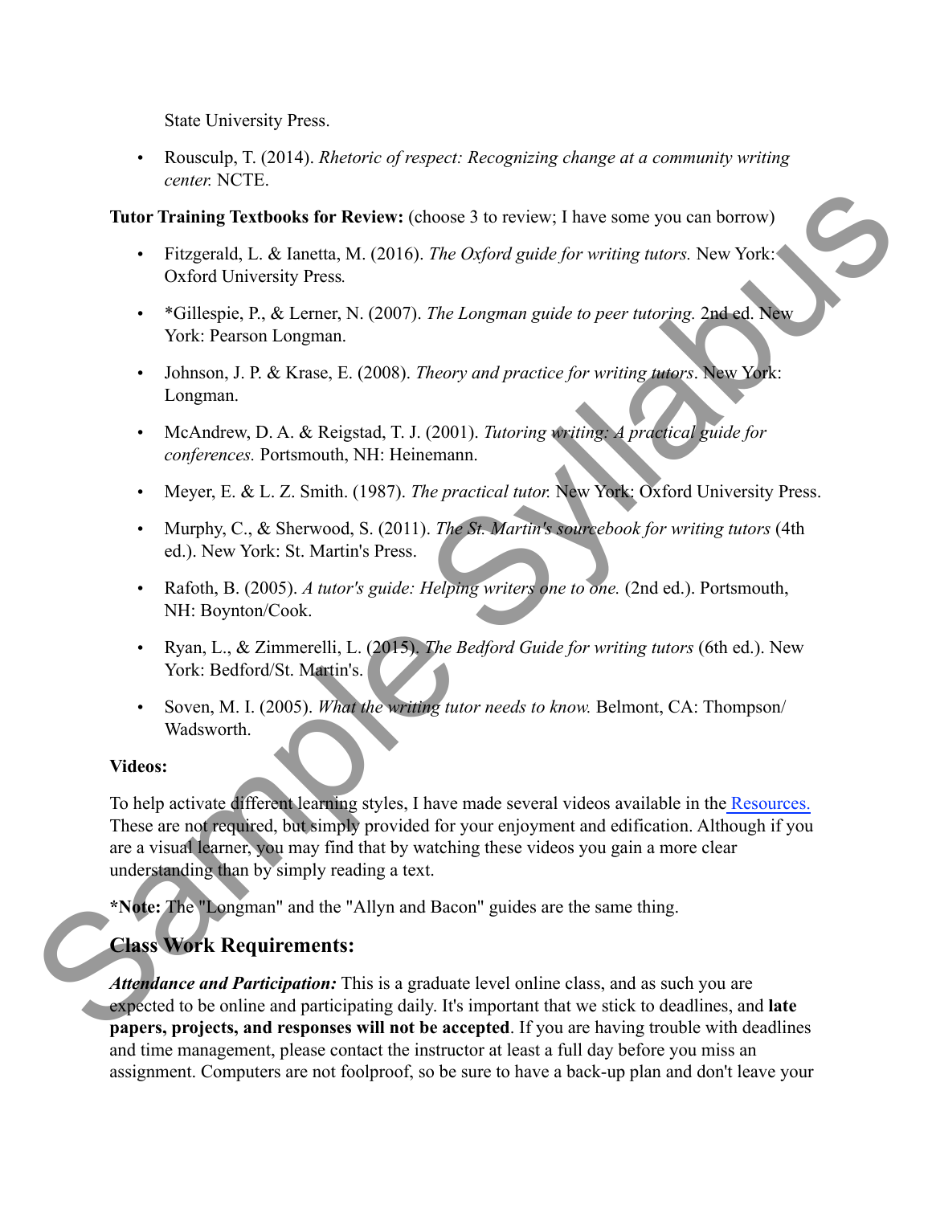State University Press.

- Rousculp, T. (2014). *Rhetoric of respect: Recognizing change at a community writing center.* NCTE.

**Tutor Training Textbooks for Review:** (choose 3 to review; I have some you can borrow)

- Fitzgerald, L. & Ianetta, M. (2016). *The Oxford guide for writing tutors.* New York: Oxford University Press.
- *Gillespie, P., & Lerner, N. (2007). *The Longman guide to peer tutoring.* 2nd ed. New York: Pearson Longman.
- Johnson, J. P. & Krase, E. (2008). *Theory and practice for writing tutors*. New York: Longman.
- McAndrew, D. A. & Reigstad, T. J. (2001). *Tutoring writing: A practical guide for conferences.* Portsmouth, NH: Heinemann.
- Meyer, E. & L. Z. Smith. (1987). *The practical tutor.* New York: Oxford University Press.
- Murphy, C., & Sherwood, S. (2011). *The St. Martin's sourcebook for writing tutors* (4th ed.). New York: St. Martin's Press.
- Rafoth, B. (2005). *A tutor's guide: Helping writers one to one.* (2nd ed.). Portsmouth, NH: Boynton/Cook.
- Ryan, L., & Zimmerelli, L. (2015). *The Bedford Guide for writing tutors* (6th ed.). New York: Bedford/St. Martin's.
- Soven, M. I. (2005). *What the writing tutor needs to know.* Belmont, CA: Thompson/ Wadsworth.

**Videos:**

To help activate different learning styles, I have made several videos available in the Resources. These are not required, but simply provided for your enjoyment and edification. Although if you are a visual learner, you may find that by watching these videos you gain a more clear understanding than by simply reading a text.

***Note:** The "Longman" and the "Allyn and Bacon" guides are the same thing.

## Class Work Requirements:

***Attendance and Participation:*** This is a graduate level online class, and as such you are expected to be online and participating daily. It's important that we stick to deadlines, and **late papers, projects, and responses will not be accepted**. If you are having trouble with deadlines and time management, please contact the instructor at least a full day before you miss an assignment. Computers are not foolproof, so be sure to have a back-up plan and don't leave your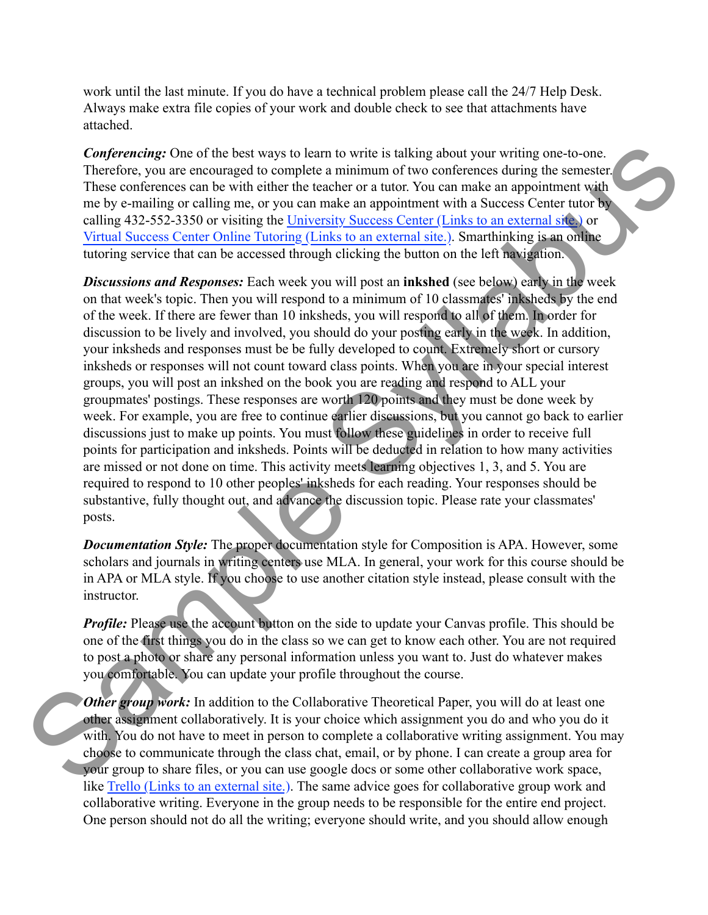work until the last minute. If you do have a technical problem please call the 24/7 Help Desk. Always make extra file copies of your work and double check to see that attachments have attached.

***Conferencing:*** One of the best ways to learn to write is talking about your writing one-to-one. Therefore, you are encouraged to complete a minimum of two conferences during the semester. These conferences can be with either the teacher or a tutor. You can make an appointment with me by e-mailing or calling me, or you can make an appointment with a Success Center tutor by calling 432-552-3350 or visiting the University Success Center (Links to an external site.) or Virtual Success Center Online Tutoring (Links to an external site.). Smarthinking is an online tutoring service that can be accessed through clicking the button on the left navigation.

***Discussions and Responses:*** Each week you will post an **inkshed** (see below) early in the week on that week's topic. Then you will respond to a minimum of 10 classmates' inksheds by the end of the week. If there are fewer than 10 inksheds, you will respond to all of them. In order for discussion to be lively and involved, you should do your posting early in the week. In addition, your inksheds and responses must be be fully developed to count. Extremely short or cursory inksheds or responses will not count toward class points. When you are in your special interest groups, you will post an inkshed on the book you are reading and respond to ALL your groupmates' postings. These responses are worth 120 points and they must be done week by week. For example, you are free to continue earlier discussions, but you cannot go back to earlier discussions just to make up points. You must follow these guidelines in order to receive full points for participation and inksheds. Points will be deducted in relation to how many activities are missed or not done on time. This activity meets learning objectives 1, 3, and 5. You are required to respond to 10 other peoples' inksheds for each reading. Your responses should be substantive, fully thought out, and advance the discussion topic. Please rate your classmates' posts.

***Documentation Style:*** The proper documentation style for Composition is APA. However, some scholars and journals in writing centers use MLA. In general, your work for this course should be in APA or MLA style. If you choose to use another citation style instead, please consult with the instructor.

***Profile:*** Please use the account button on the side to update your Canvas profile. This should be one of the first things you do in the class so we can get to know each other. You are not required to post a photo or share any personal information unless you want to. Just do whatever makes you comfortable. You can update your profile throughout the course.

***Other group work:*** In addition to the Collaborative Theoretical Paper, you will do at least one other assignment collaboratively. It is your choice which assignment you do and who you do it with. You do not have to meet in person to complete a collaborative writing assignment. You may choose to communicate through the class chat, email, or by phone. I can create a group area for your group to share files, or you can use google docs or some other collaborative work space, like Trello (Links to an external site.). The same advice goes for collaborative group work and collaborative writing. Everyone in the group needs to be responsible for the entire end project. One person should not do all the writing; everyone should write, and you should allow enough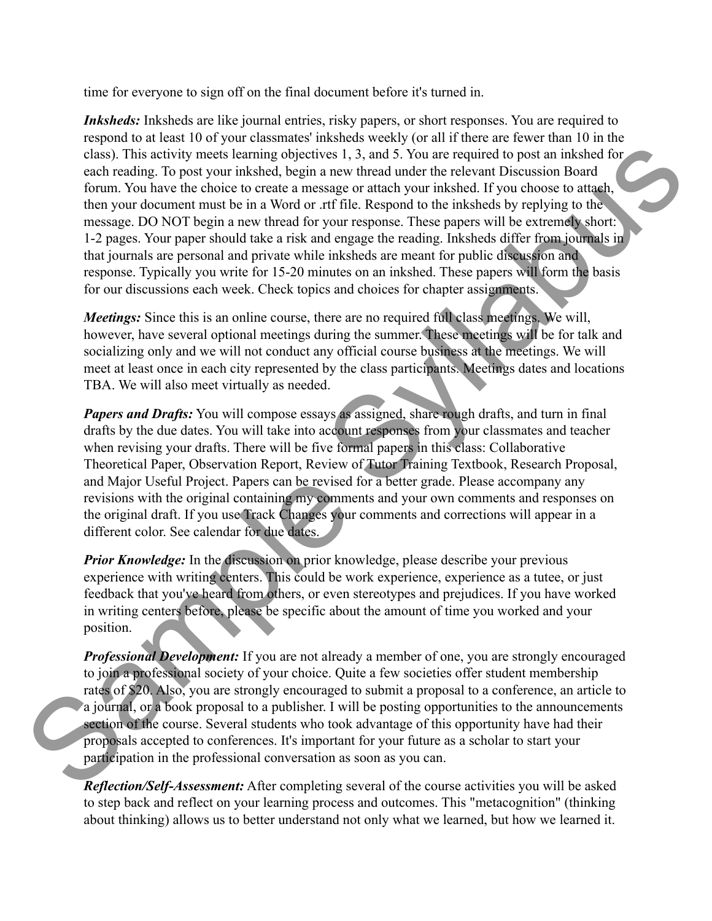time for everyone to sign off on the final document before it's turned in.

***Inksheds:*** Inksheds are like journal entries, risky papers, or short responses. You are required to respond to at least 10 of your classmates' inksheds weekly (or all if there are fewer than 10 in the class). This activity meets learning objectives 1, 3, and 5. You are required to post an inkshed for each reading. To post your inkshed, begin a new thread under the relevant Discussion Board forum. You have the choice to create a message or attach your inkshed. If you choose to attach, then your document must be in a Word or .rtf file. Respond to the inksheds by replying to the message. DO NOT begin a new thread for your response. These papers will be extremely short: 1-2 pages. Your paper should take a risk and engage the reading. Inksheds differ from journals in that journals are personal and private while inksheds are meant for public discussion and response. Typically you write for 15-20 minutes on an inkshed. These papers will form the basis for our discussions each week. Check topics and choices for chapter assignments.

***Meetings:*** Since this is an online course, there are no required full class meetings. We will, however, have several optional meetings during the summer. These meetings will be for talk and socializing only and we will not conduct any official course business at the meetings. We will meet at least once in each city represented by the class participants. Meetings dates and locations TBA. We will also meet virtually as needed.

***Papers and Drafts:*** You will compose essays as assigned, share rough drafts, and turn in final drafts by the due dates. You will take into account responses from your classmates and teacher when revising your drafts. There will be five formal papers in this class: Collaborative Theoretical Paper, Observation Report, Review of Tutor Training Textbook, Research Proposal, and Major Useful Project. Papers can be revised for a better grade. Please accompany any revisions with the original containing my comments and your own comments and responses on the original draft. If you use Track Changes your comments and corrections will appear in a different color. See calendar for due dates.

***Prior Knowledge:*** In the discussion on prior knowledge, please describe your previous experience with writing centers. This could be work experience, experience as a tutee, or just feedback that you've heard from others, or even stereotypes and prejudices. If you have worked in writing centers before, please be specific about the amount of time you worked and your position.

***Professional Development:*** If you are not already a member of one, you are strongly encouraged to join a professional society of your choice. Quite a few societies offer student membership rates of $20. Also, you are strongly encouraged to submit a proposal to a conference, an article to a journal, or a book proposal to a publisher. I will be posting opportunities to the announcements section of the course. Several students who took advantage of this opportunity have had their proposals accepted to conferences. It's important for your future as a scholar to start your participation in the professional conversation as soon as you can.

***Reflection/Self-Assessment:*** After completing several of the course activities you will be asked to step back and reflect on your learning process and outcomes. This "metacognition" (thinking about thinking) allows us to better understand not only what we learned, but how we learned it.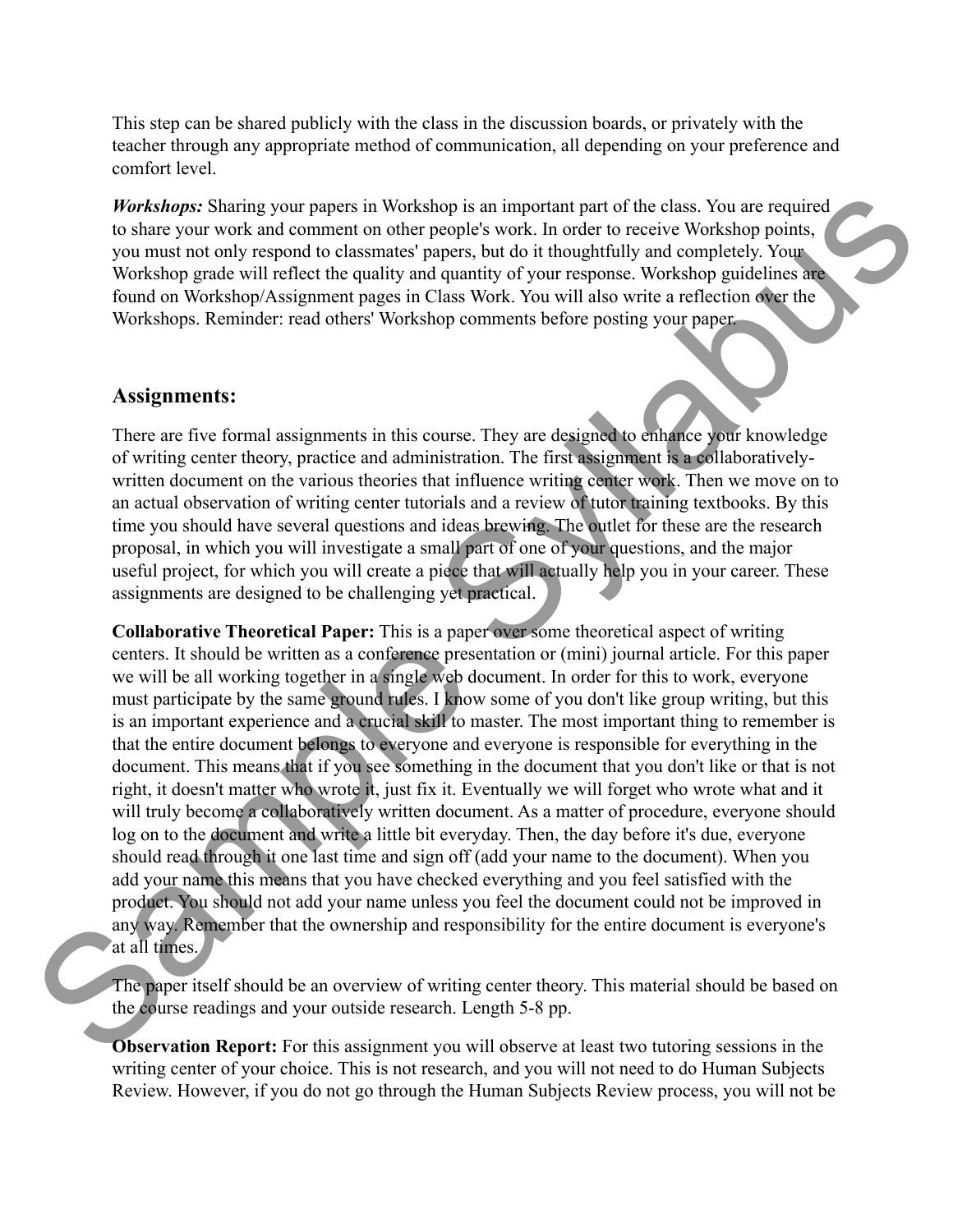This step can be shared publicly with the class in the discussion boards, or privately with the teacher through any appropriate method of communication, all depending on your preference and comfort level.

***Workshops:*** Sharing your papers in Workshop is an important part of the class. You are required to share your work and comment on other people's work. In order to receive Workshop points, you must not only respond to classmates' papers, but do it thoughtfully and completely. Your Workshop grade will reflect the quality and quantity of your response. Workshop guidelines are found on Workshop/Assignment pages in Class Work. You will also write a reflection over the Workshops. Reminder: read others' Workshop comments before posting your paper.

## Assignments:

There are five formal assignments in this course. They are designed to enhance your knowledge of writing center theory, practice and administration. The first assignment is a collaboratively-written document on the various theories that influence writing center work. Then we move on to an actual observation of writing center tutorials and a review of tutor training textbooks. By this time you should have several questions and ideas brewing. The outlet for these are the research proposal, in which you will investigate a small part of one of your questions, and the major useful project, for which you will create a piece that will actually help you in your career. These assignments are designed to be challenging yet practical.

**Collaborative Theoretical Paper:** This is a paper over some theoretical aspect of writing centers. It should be written as a conference presentation or (mini) journal article. For this paper we will be all working together in a single web document. In order for this to work, everyone must participate by the same ground rules. I know some of you don't like group writing, but this is an important experience and a crucial skill to master. The most important thing to remember is that the entire document belongs to everyone and everyone is responsible for everything in the document. This means that if you see something in the document that you don't like or that is not right, it doesn't matter who wrote it, just fix it. Eventually we will forget who wrote what and it will truly become a collaboratively written document. As a matter of procedure, everyone should log on to the document and write a little bit everyday. Then, the day before it's due, everyone should read through it one last time and sign off (add your name to the document). When you add your name this means that you have checked everything and you feel satisfied with the product. You should not add your name unless you feel the document could not be improved in any way. Remember that the ownership and responsibility for the entire document is everyone's at all times.

The paper itself should be an overview of writing center theory. This material should be based on the course readings and your outside research. Length 5-8 pp.

**Observation Report:** For this assignment you will observe at least two tutoring sessions in the writing center of your choice. This is not research, and you will not need to do Human Subjects Review. However, if you do not go through the Human Subjects Review process, you will not be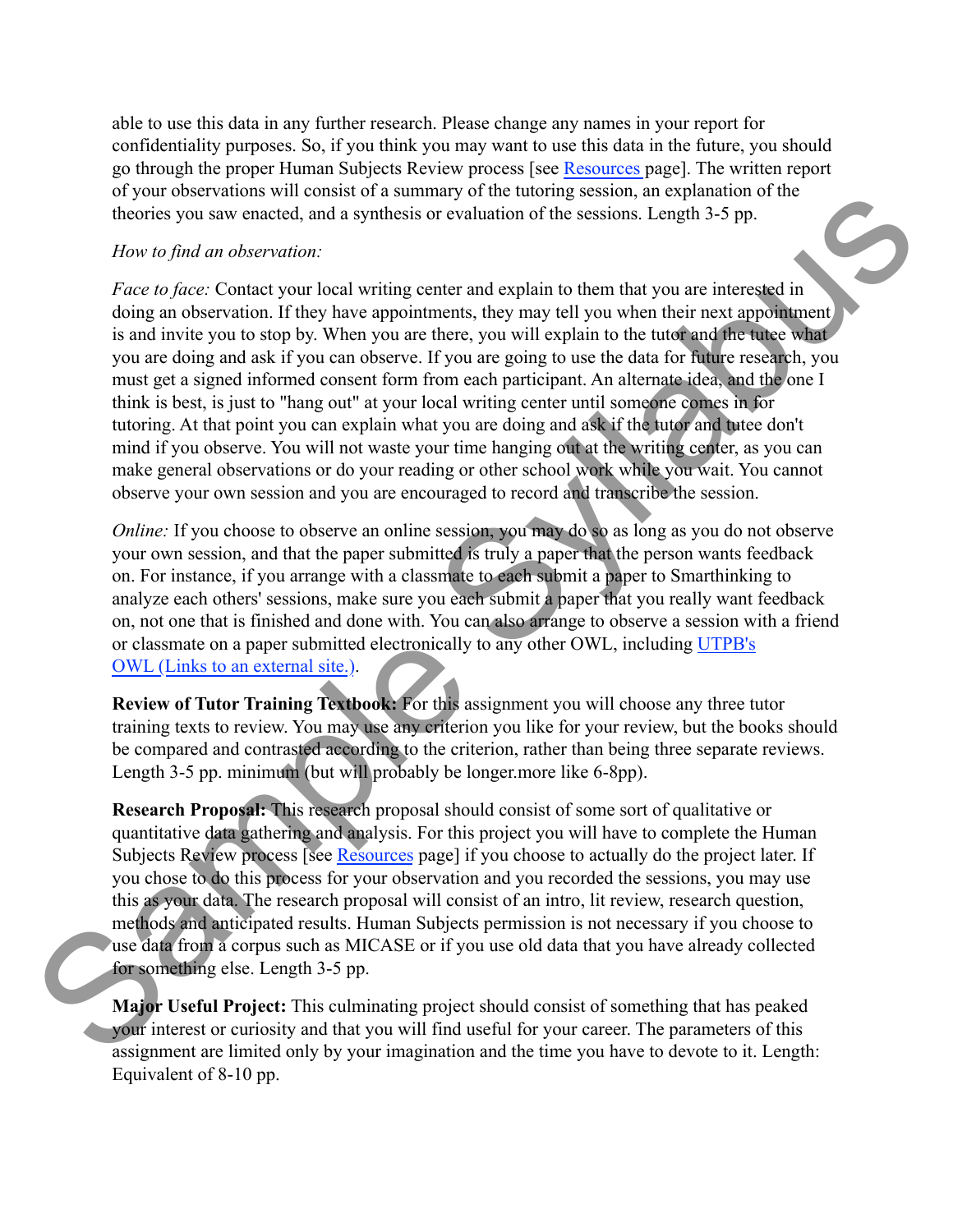able to use this data in any further research. Please change any names in your report for confidentiality purposes. So, if you think you may want to use this data in the future, you should go through the proper Human Subjects Review process [see Resources page]. The written report of your observations will consist of a summary of the tutoring session, an explanation of the theories you saw enacted, and a synthesis or evaluation of the sessions. Length 3-5 pp.

*How to find an observation:*

*Face to face:* Contact your local writing center and explain to them that you are interested in doing an observation. If they have appointments, they may tell you when their next appointment is and invite you to stop by. When you are there, you will explain to the tutor and the tutee what you are doing and ask if you can observe. If you are going to use the data for future research, you must get a signed informed consent form from each participant. An alternate idea, and the one I think is best, is just to "hang out" at your local writing center until someone comes in for tutoring. At that point you can explain what you are doing and ask if the tutor and tutee don't mind if you observe. You will not waste your time hanging out at the writing center, as you can make general observations or do your reading or other school work while you wait. You cannot observe your own session and you are encouraged to record and transcribe the session.

*Online:* If you choose to observe an online session, you may do so as long as you do not observe your own session, and that the paper submitted is truly a paper that the person wants feedback on. For instance, if you arrange with a classmate to each submit a paper to Smarthinking to analyze each others' sessions, make sure you each submit a paper that you really want feedback on, not one that is finished and done with. You can also arrange to observe a session with a friend or classmate on a paper submitted electronically to any other OWL, including UTPB's OWL (Links to an external site.).

**Review of Tutor Training Textbook:** For this assignment you will choose any three tutor training texts to review. You may use any criterion you like for your review, but the books should be compared and contrasted according to the criterion, rather than being three separate reviews. Length 3-5 pp. minimum (but will probably be longer.more like 6-8pp).

**Research Proposal:** This research proposal should consist of some sort of qualitative or quantitative data gathering and analysis. For this project you will have to complete the Human Subjects Review process [see Resources page] if you choose to actually do the project later. If you chose to do this process for your observation and you recorded the sessions, you may use this as your data. The research proposal will consist of an intro, lit review, research question, methods and anticipated results. Human Subjects permission is not necessary if you choose to use data from a corpus such as MICASE or if you use old data that you have already collected for something else. Length 3-5 pp.

**Major Useful Project:** This culminating project should consist of something that has peaked your interest or curiosity and that you will find useful for your career. The parameters of this assignment are limited only by your imagination and the time you have to devote to it. Length: Equivalent of 8-10 pp.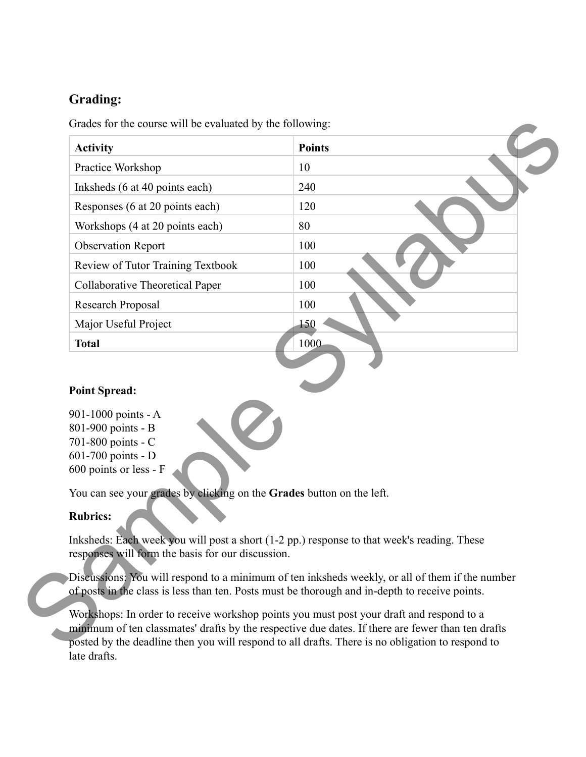## Grading:

Grades for the course will be evaluated by the following:

| Activity | Points |
|---|---|
| Practice Workshop | 10 |
| Inksheds (6 at 40 points each) | 240 |
| Responses (6 at 20 points each) | 120 |
| Workshops (4 at 20 points each) | 80 |
| Observation Report | 100 |
| Review of Tutor Training Textbook | 100 |
| Collaborative Theoretical Paper | 100 |
| Research Proposal | 100 |
| Major Useful Project | 150 |
| **Total** | 1000 |

**Point Spread:**

901-1000 points - A
801-900 points - B
701-800 points - C
601-700 points - D
600 points or less - F

You can see your grades by clicking on the **Grades** button on the left.

**Rubrics:**

Inksheds: Each week you will post a short (1-2 pp.) response to that week's reading. These responses will form the basis for our discussion.

Discussions: You will respond to a minimum of ten inksheds weekly, or all of them if the number of posts in the class is less than ten. Posts must be thorough and in-depth to receive points.

Workshops: In order to receive workshop points you must post your draft and respond to a minimum of ten classmates' drafts by the respective due dates. If there are fewer than ten drafts posted by the deadline then you will respond to all drafts. There is no obligation to respond to late drafts.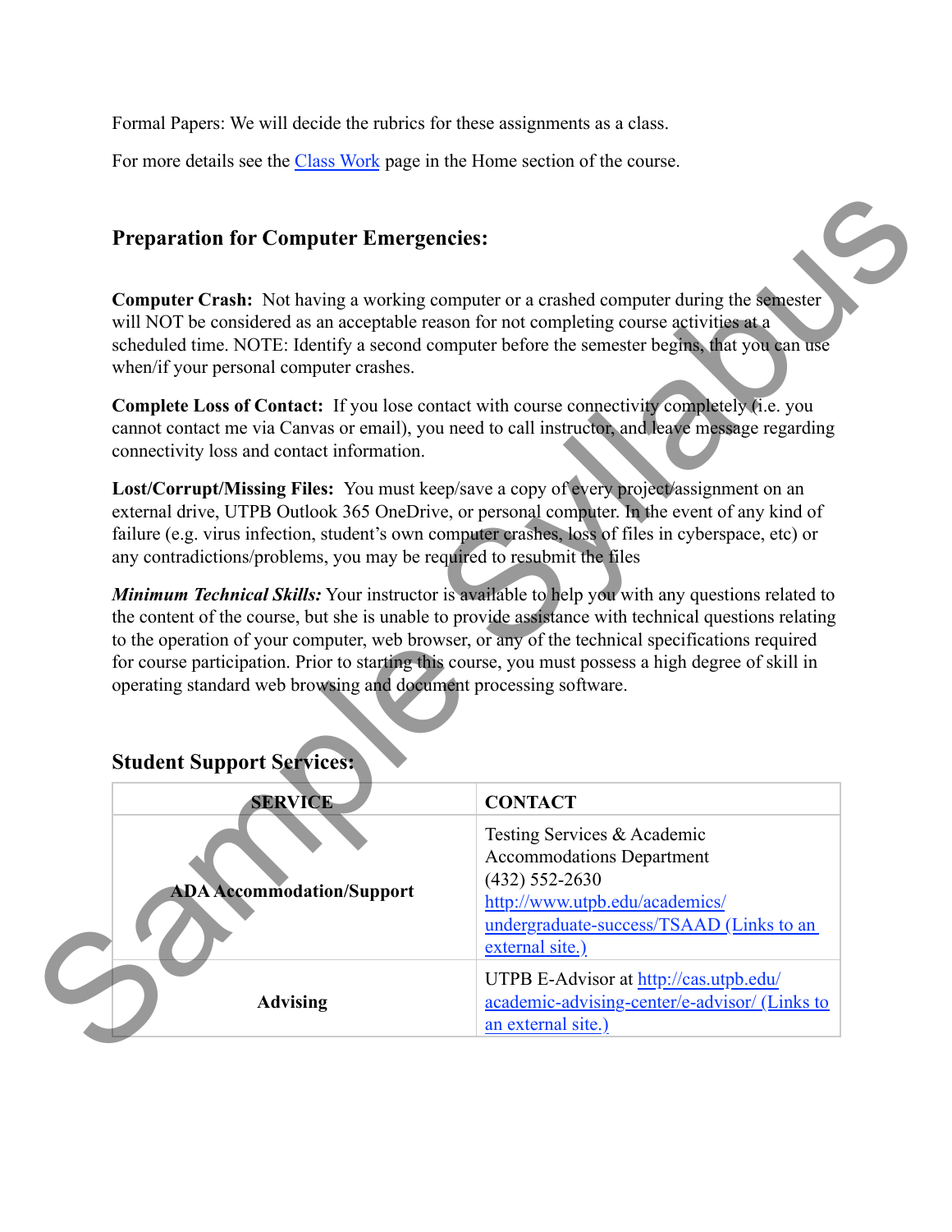Formal Papers: We will decide the rubrics for these assignments as a class.

For more details see the Class Work page in the Home section of the course.

## Preparation for Computer Emergencies:

**Computer Crash:** Not having a working computer or a crashed computer during the semester will NOT be considered as an acceptable reason for not completing course activities at a scheduled time. NOTE: Identify a second computer before the semester begins, that you can use when/if your personal computer crashes.

**Complete Loss of Contact:** If you lose contact with course connectivity completely (i.e. you cannot contact me via Canvas or email), you need to call instructor, and leave message regarding connectivity loss and contact information.

**Lost/Corrupt/Missing Files:** You must keep/save a copy of every project/assignment on an external drive, UTPB Outlook 365 OneDrive, or personal computer. In the event of any kind of failure (e.g. virus infection, student's own computer crashes, loss of files in cyberspace, etc) or any contradictions/problems, you may be required to resubmit the files

***Minimum Technical Skills:*** Your instructor is available to help you with any questions related to the content of the course, but she is unable to provide assistance with technical questions relating to the operation of your computer, web browser, or any of the technical specifications required for course participation. Prior to starting this course, you must possess a high degree of skill in operating standard web browsing and document processing software.

## Student Support Services:

| SERVICE | CONTACT |
|---|---|
| **ADA Accommodation/Support** | Testing Services & Academic Accommodations Department (432) 552-2630 http://www.utpb.edu/academics/undergraduate-success/TSAAD (Links to an external site.) |
| **Advising** | UTPB E-Advisor at http://cas.utpb.edu/academic-advising-center/e-advisor/ (Links to an external site.) |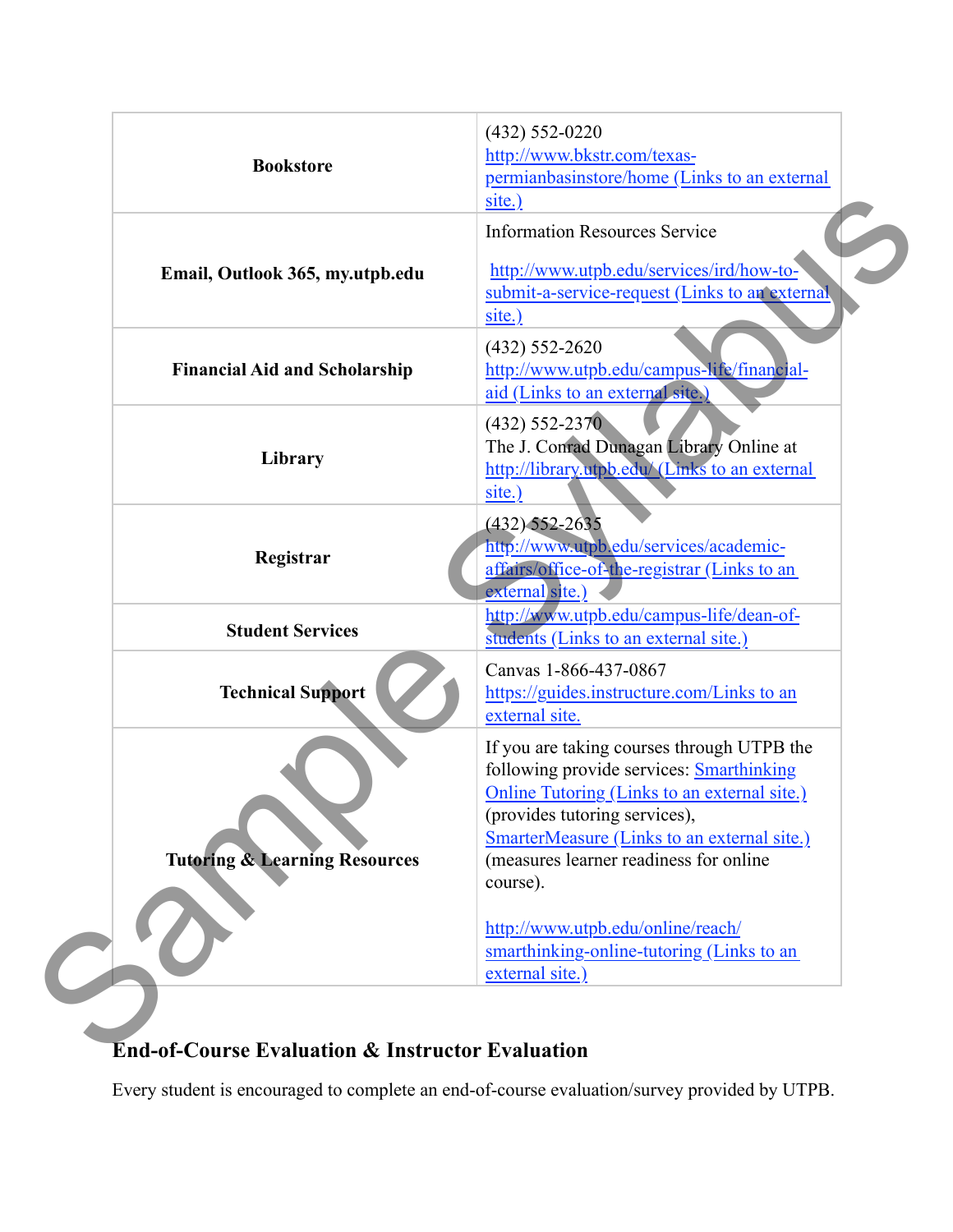| | |
|---|---|
| **Bookstore** | (432) 552-0220<br>http://www.bkstr.com/texas-permianbasinstore/home (Links to an external site.) |
| **Email, Outlook 365, my.utpb.edu** | Information Resources Service<br><br>http://www.utpb.edu/services/ird/how-to-submit-a-service-request (Links to an external site.) |
| **Financial Aid and Scholarship** | (432) 552-2620<br>http://www.utpb.edu/campus-life/financial-aid (Links to an external site.) |
| **Library** | (432) 552-2370<br>The J. Conrad Dunagan Library Online at http://library.utpb.edu/ (Links to an external site.) |
| **Registrar** | (432) 552-2635<br>http://www.utpb.edu/services/academic-affairs/office-of-the-registrar (Links to an external site.) |
| **Student Services** | http://www.utpb.edu/campus-life/dean-of-students (Links to an external site.) |
| **Technical Support** | Canvas 1-866-437-0867<br>https://guides.instructure.com/Links to an external site. |
| **Tutoring & Learning Resources** | If you are taking courses through UTPB the following provide services: Smarthinking Online Tutoring (Links to an external site.) (provides tutoring services), SmarterMeasure (Links to an external site.) (measures learner readiness for online course).<br><br>http://www.utpb.edu/online/reach/smarthinking-online-tutoring (Links to an external site.) |

## End-of-Course Evaluation & Instructor Evaluation

Every student is encouraged to complete an end-of-course evaluation/survey provided by UTPB.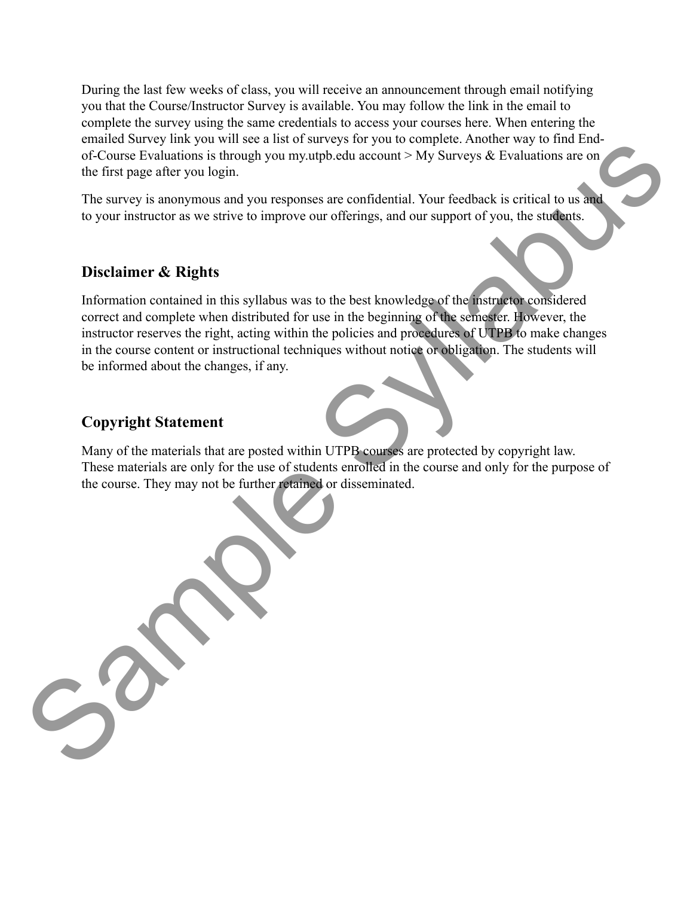During the last few weeks of class, you will receive an announcement through email notifying you that the Course/Instructor Survey is available. You may follow the link in the email to complete the survey using the same credentials to access your courses here. When entering the emailed Survey link you will see a list of surveys for you to complete. Another way to find End-of-Course Evaluations is through you my.utpb.edu account > My Surveys & Evaluations are on the first page after you login.

The survey is anonymous and you responses are confidential. Your feedback is critical to us and to your instructor as we strive to improve our offerings, and our support of you, the students.

## Disclaimer & Rights

Information contained in this syllabus was to the best knowledge of the instructor considered correct and complete when distributed for use in the beginning of the semester. However, the instructor reserves the right, acting within the policies and procedures of UTPB to make changes in the course content or instructional techniques without notice or obligation. The students will be informed about the changes, if any.

## Copyright Statement

Many of the materials that are posted within UTPB courses are protected by copyright law. These materials are only for the use of students enrolled in the course and only for the purpose of the course. They may not be further retained or disseminated.